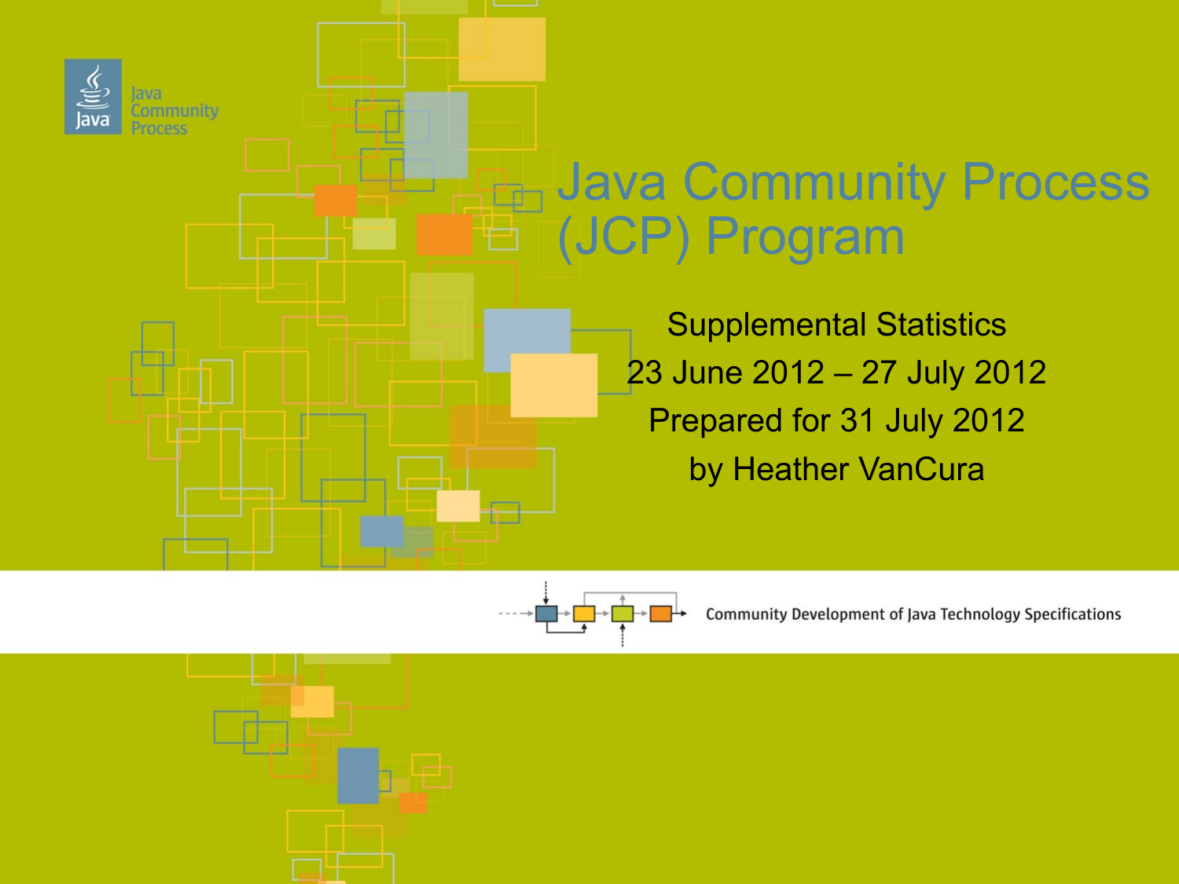# Java Community Process (JCP) Program

Supplemental Statistics

23 June 2012 – 27 July 2012

Prepared for 31 July 2012

by Heather VanCura

Community Development of Java Technology Specifications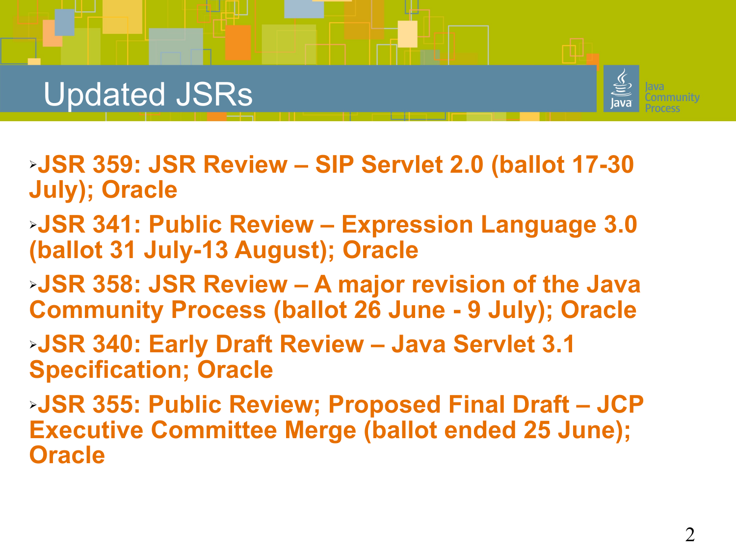# Updated JSRs

- **JSR 359: JSR Review – SIP Servlet 2.0 (ballot 17-30 July); Oracle**
- **JSR 341: Public Review – Expression Language 3.0 (ballot 31 July-13 August); Oracle**
- **JSR 358: JSR Review – A major revision of the Java Community Process (ballot 26 June - 9 July); Oracle**
- **JSR 340: Early Draft Review – Java Servlet 3.1 Specification; Oracle**
- **JSR 355: Public Review; Proposed Final Draft – JCP Executive Committee Merge (ballot ended 25 June); Oracle**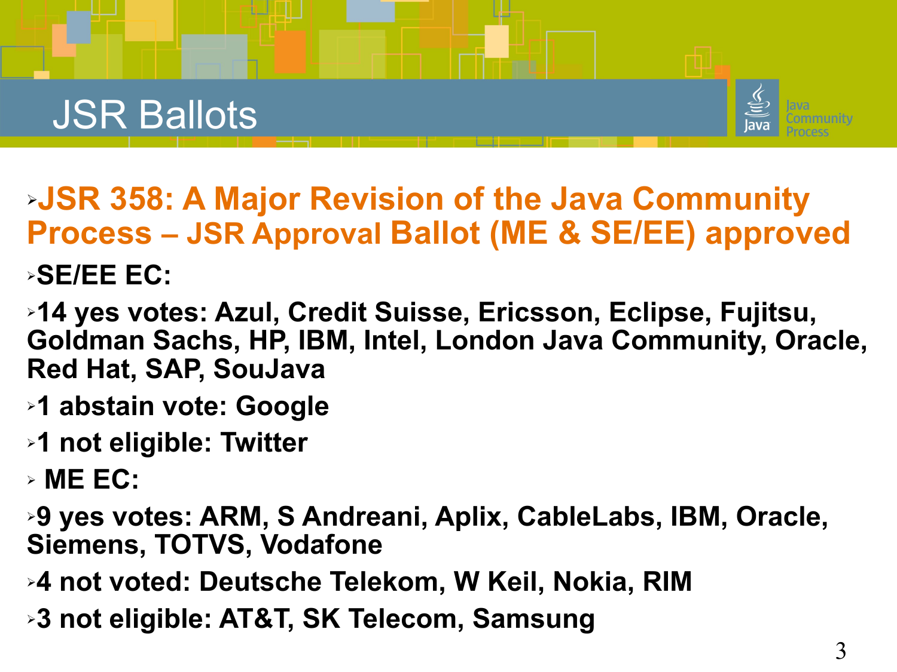# JSR Ballots

- **JSR 358: A Major Revision of the Java Community Process – JSR Approval Ballot (ME & SE/EE) approved**
- **SE/EE EC:**
- **14 yes votes: Azul, Credit Suisse, Ericsson, Eclipse, Fujitsu, Goldman Sachs, HP, IBM, Intel, London Java Community, Oracle, Red Hat, SAP, SouJava**
- **1 abstain vote: Google**
- **1 not eligible: Twitter**
- **ME EC:**
- **9 yes votes: ARM, S Andreani, Aplix, CableLabs, IBM, Oracle, Siemens, TOTVS, Vodafone**
- **4 not voted: Deutsche Telekom, W Keil, Nokia, RIM**
- **3 not eligible: AT&T, SK Telecom, Samsung**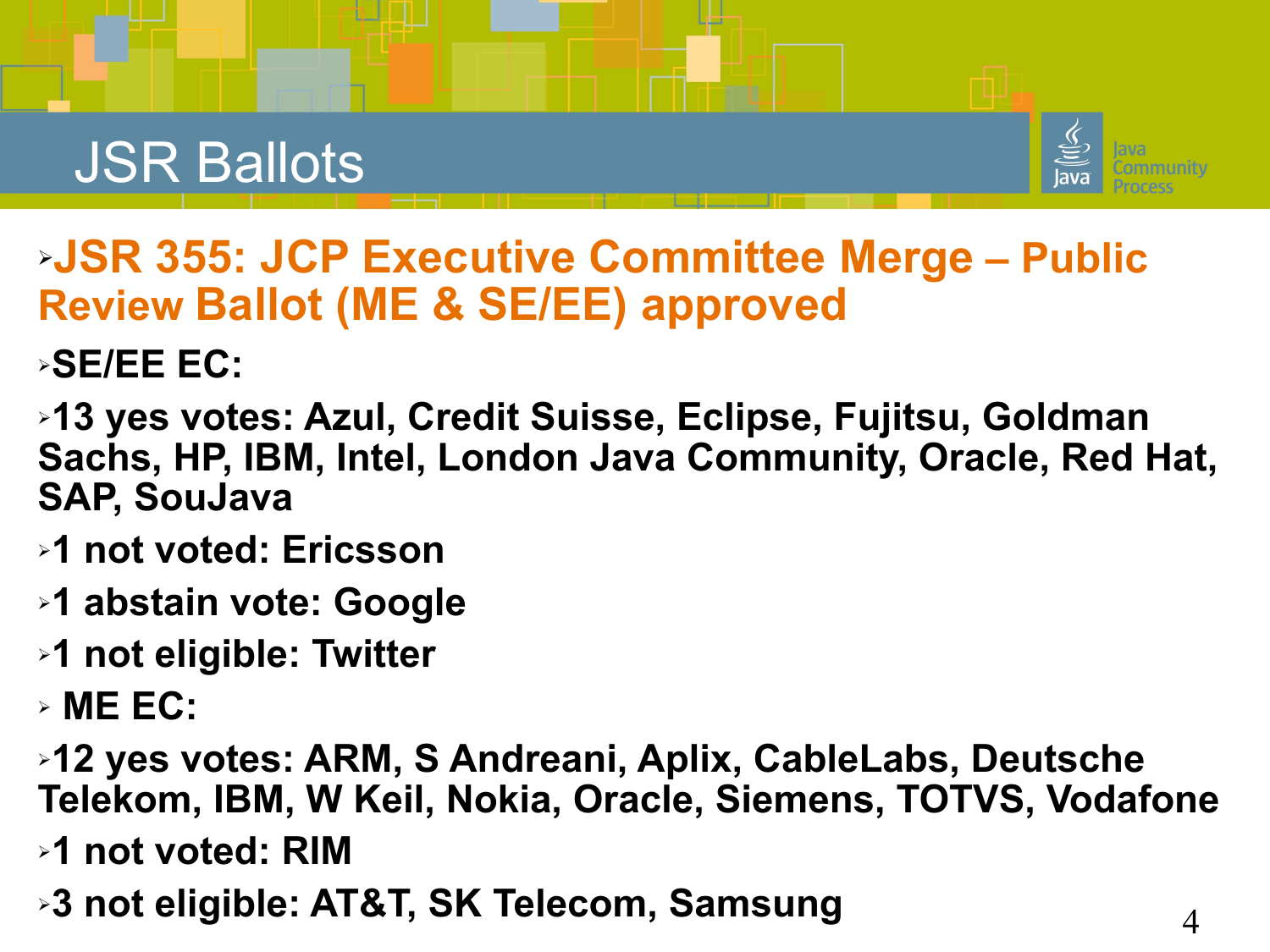# JSR Ballots

- **JSR 355: JCP Executive Committee Merge – Public Review Ballot (ME & SE/EE) approved**
- **SE/EE EC:**
- **13 yes votes: Azul, Credit Suisse, Eclipse, Fujitsu, Goldman Sachs, HP, IBM, Intel, London Java Community, Oracle, Red Hat, SAP, SouJava**
- **1 not voted: Ericsson**
- **1 abstain vote: Google**
- **1 not eligible: Twitter**
- **ME EC:**
- **12 yes votes: ARM, S Andreani, Aplix, CableLabs, Deutsche Telekom, IBM, W Keil, Nokia, Oracle, Siemens, TOTVS, Vodafone**
- **1 not voted: RIM**
- **3 not eligible: AT&T, SK Telecom, Samsung**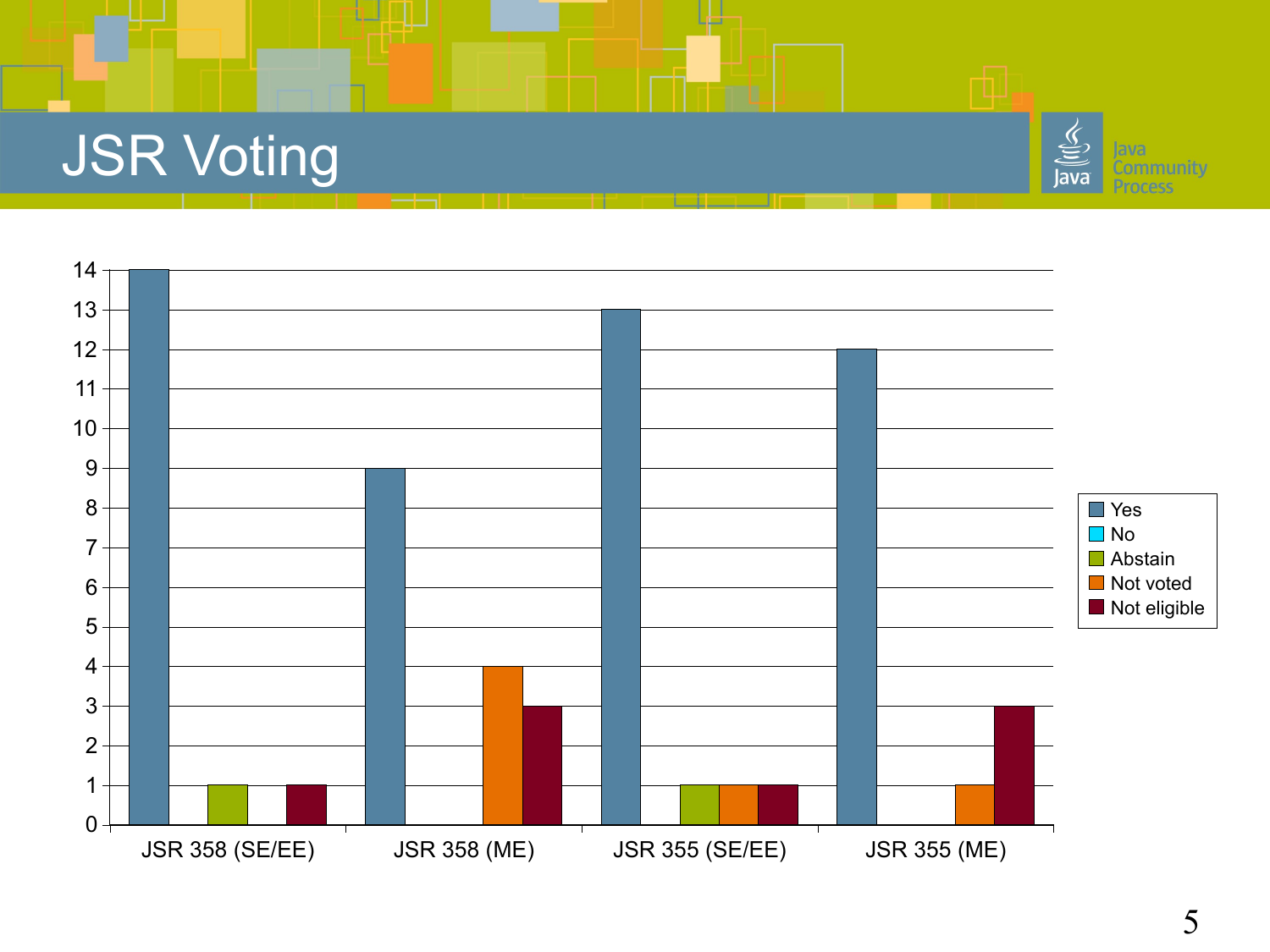# JSR Voting

| | Yes | No | Abstain | Not voted | Not eligible |
|---|---|---|---|---|---|
| JSR 358 (SE/EE) | 14 | 0 | 1 | 0 | 1 |
| JSR 358 (ME) | 9 | 0 | 0 | 4 | 3 |
| JSR 355 (SE/EE) | 13 | 0 | 1 | 1 | 1 |
| JSR 355 (ME) | 12 | 0 | 0 | 1 | 3 |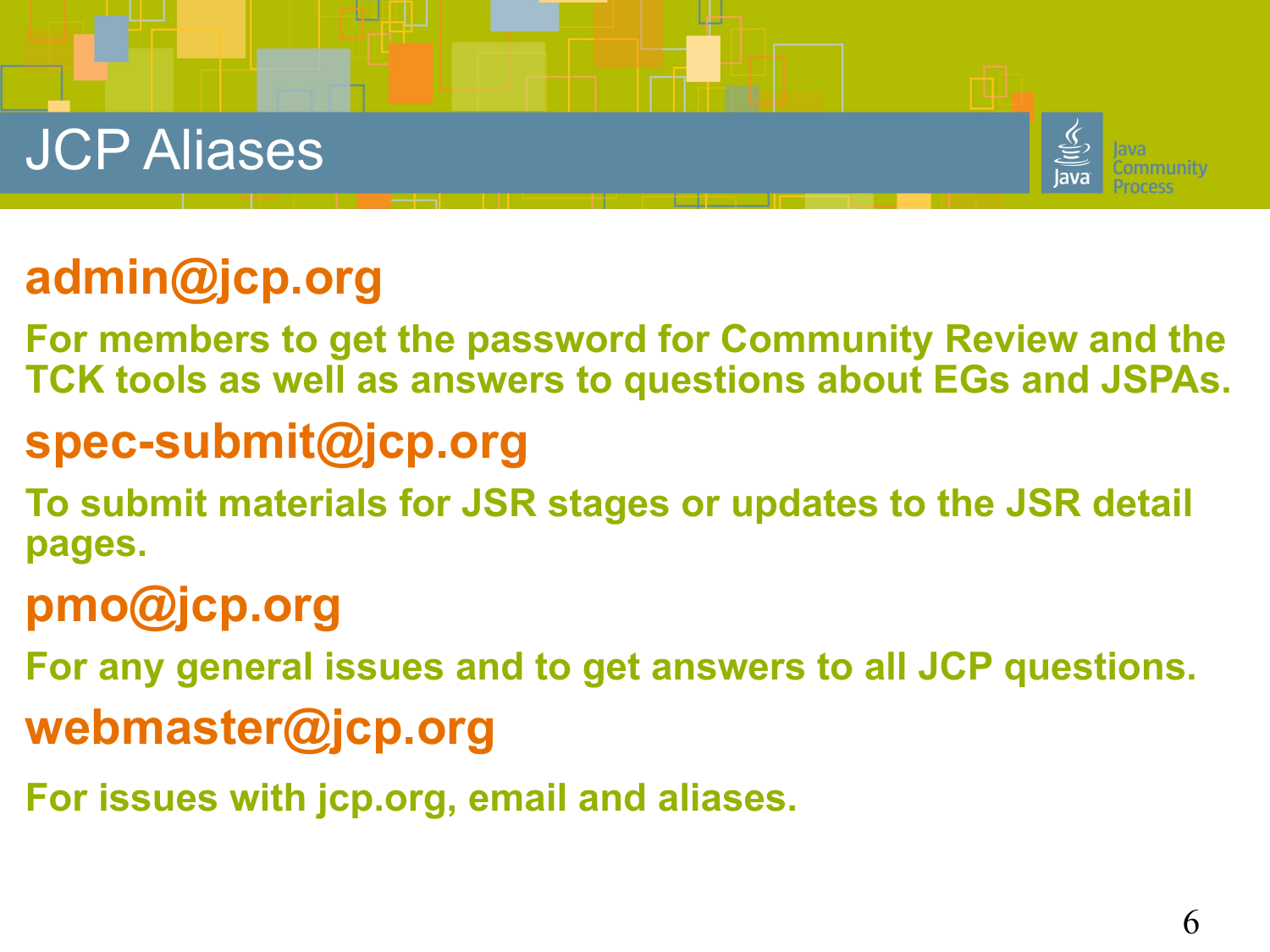# JCP Aliases

## admin@jcp.org

**For members to get the password for Community Review and the TCK tools as well as answers to questions about EGs and JSPAs.**

## spec-submit@jcp.org

**To submit materials for JSR stages or updates to the JSR detail pages.**

## pmo@jcp.org

**For any general issues and to get answers to all JCP questions.**

## webmaster@jcp.org

**For issues with jcp.org, email and aliases.**